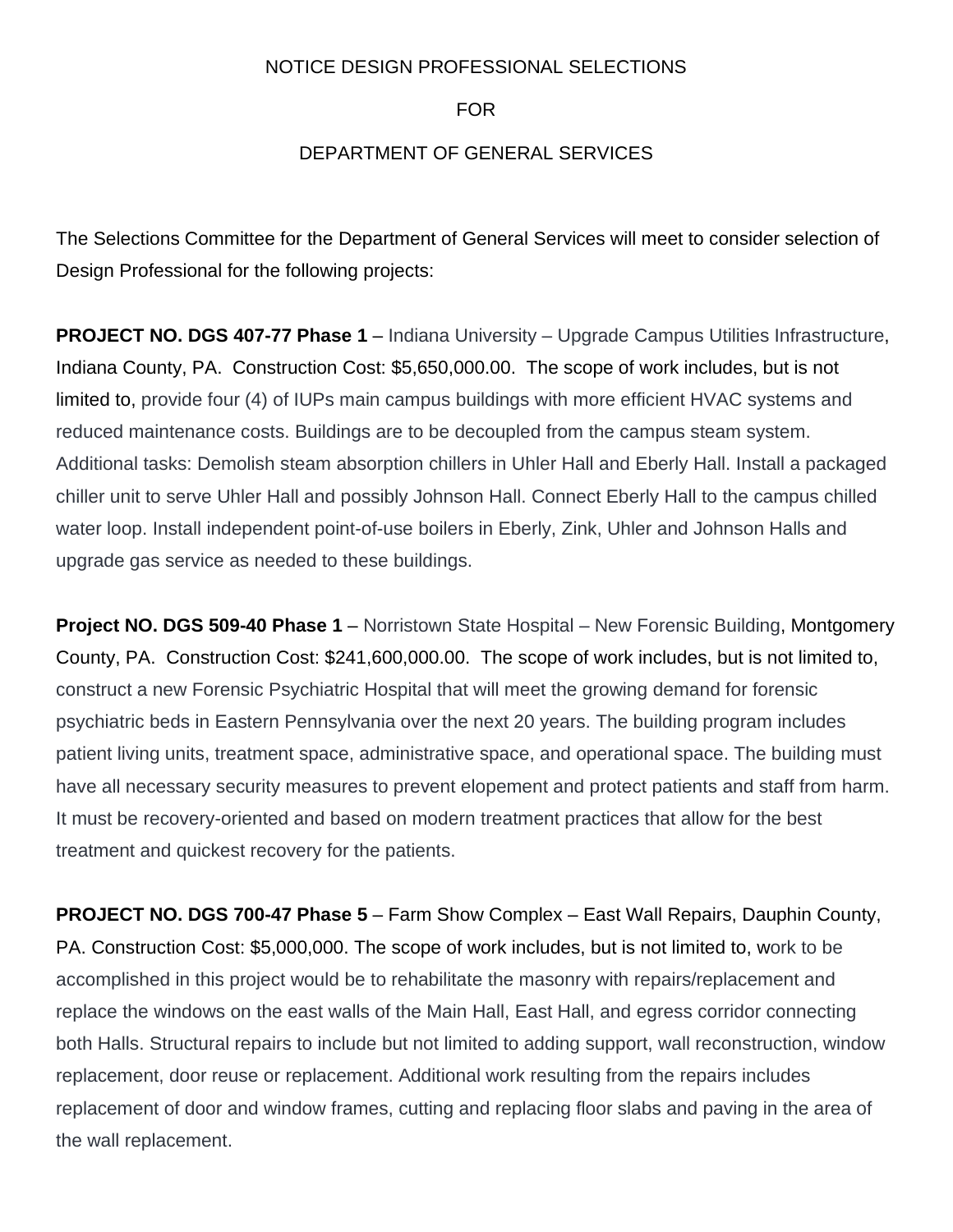NOTICE DESIGN PROFESSIONAL SELECTIONS

FOR

DEPARTMENT OF GENERAL SERVICES

The Selections Committee for the Department of General Services will meet to consider selection of Design Professional for the following projects:

**PROJECT NO. DGS 407-77 Phase 1** – Indiana University – Upgrade Campus Utilities Infrastructure, Indiana County, PA. Construction Cost: $5,650,000.00. The scope of work includes, but is not limited to, provide four (4) of IUPs main campus buildings with more efficient HVAC systems and reduced maintenance costs. Buildings are to be decoupled from the campus steam system. Additional tasks: Demolish steam absorption chillers in Uhler Hall and Eberly Hall. Install a packaged chiller unit to serve Uhler Hall and possibly Johnson Hall. Connect Eberly Hall to the campus chilled water loop. Install independent point-of-use boilers in Eberly, Zink, Uhler and Johnson Halls and upgrade gas service as needed to these buildings.

**Project NO. DGS 509-40 Phase 1** – Norristown State Hospital – New Forensic Building, Montgomery County, PA. Construction Cost: $241,600,000.00. The scope of work includes, but is not limited to, construct a new Forensic Psychiatric Hospital that will meet the growing demand for forensic psychiatric beds in Eastern Pennsylvania over the next 20 years. The building program includes patient living units, treatment space, administrative space, and operational space. The building must have all necessary security measures to prevent elopement and protect patients and staff from harm. It must be recovery-oriented and based on modern treatment practices that allow for the best treatment and quickest recovery for the patients.

**PROJECT NO. DGS 700-47 Phase 5** – Farm Show Complex – East Wall Repairs, Dauphin County, PA. Construction Cost: $5,000,000. The scope of work includes, but is not limited to, work to be accomplished in this project would be to rehabilitate the masonry with repairs/replacement and replace the windows on the east walls of the Main Hall, East Hall, and egress corridor connecting both Halls. Structural repairs to include but not limited to adding support, wall reconstruction, window replacement, door reuse or replacement. Additional work resulting from the repairs includes replacement of door and window frames, cutting and replacing floor slabs and paving in the area of the wall replacement.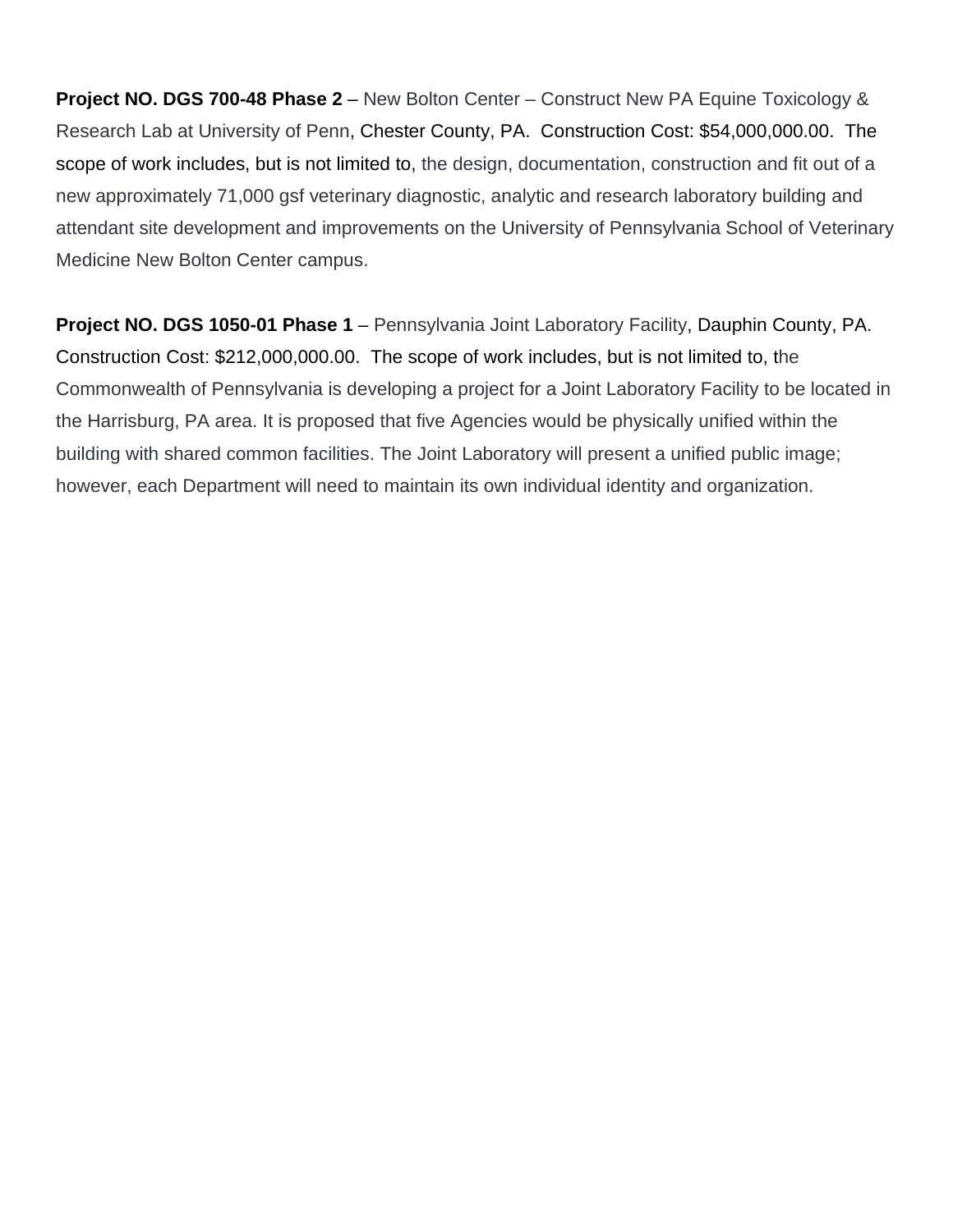**Project NO. DGS 700-48 Phase 2** – New Bolton Center – Construct New PA Equine Toxicology & Research Lab at University of Penn, Chester County, PA. Construction Cost: $54,000,000.00. The scope of work includes, but is not limited to, the design, documentation, construction and fit out of a new approximately 71,000 gsf veterinary diagnostic, analytic and research laboratory building and attendant site development and improvements on the University of Pennsylvania School of Veterinary Medicine New Bolton Center campus.

**Project NO. DGS 1050-01 Phase 1** – Pennsylvania Joint Laboratory Facility, Dauphin County, PA. Construction Cost: $212,000,000.00. The scope of work includes, but is not limited to, the Commonwealth of Pennsylvania is developing a project for a Joint Laboratory Facility to be located in the Harrisburg, PA area. It is proposed that five Agencies would be physically unified within the building with shared common facilities. The Joint Laboratory will present a unified public image; however, each Department will need to maintain its own individual identity and organization.